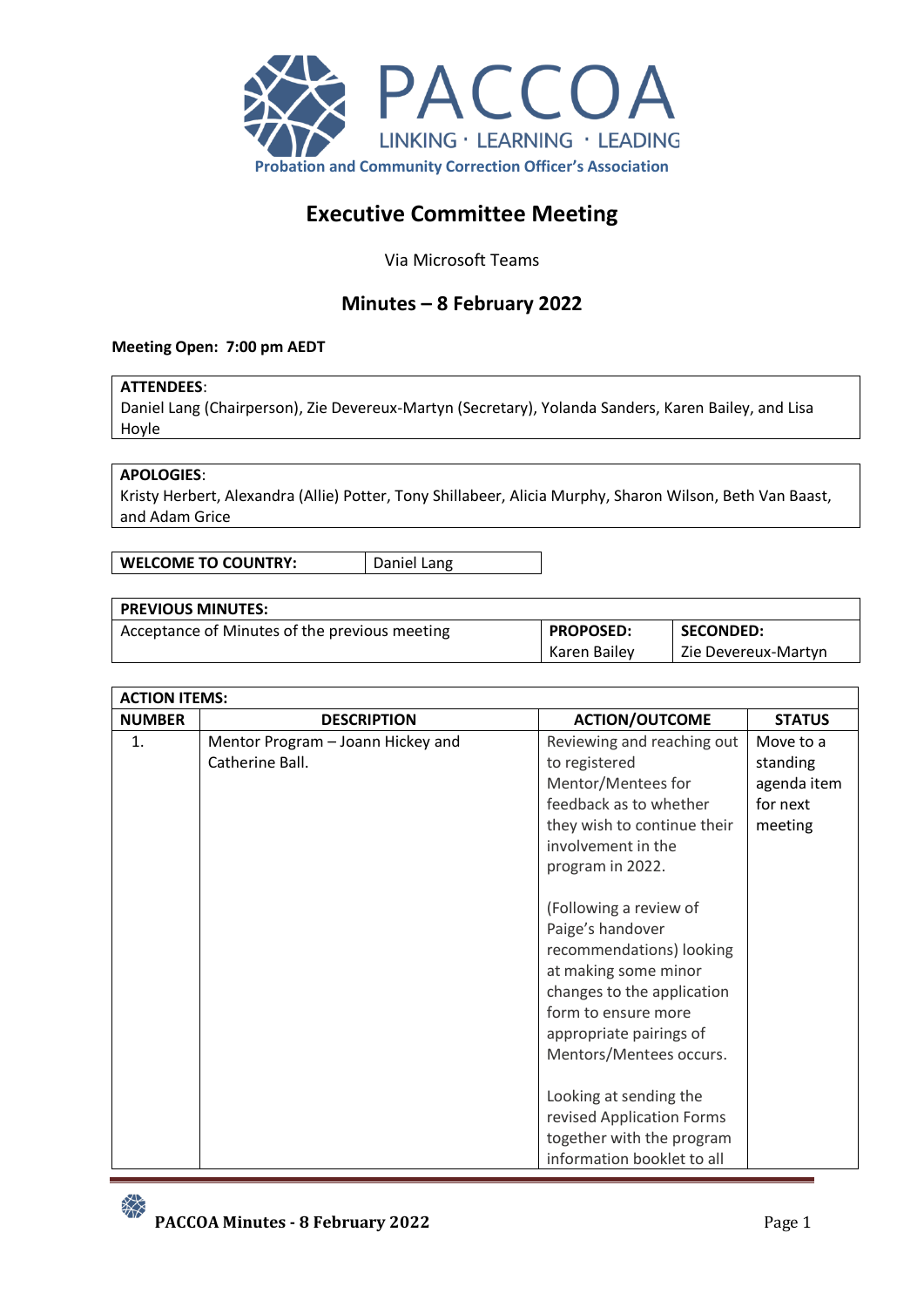PACCOA

LINKING · LEARNING · LEADING

Probation and Community Correction Officer's Association

# Executive Committee Meeting

Via Microsoft Teams

## Minutes – 8 February 2022

**Meeting Open: 7:00 pm AEDT**

| **ATTENDEES**: |
|---|
| Daniel Lang (Chairperson), Zie Devereux-Martyn (Secretary), Yolanda Sanders, Karen Bailey, and Lisa Hoyle |

| **APOLOGIES**: |
|---|
| Kristy Herbert, Alexandra (Allie) Potter, Tony Shillabeer, Alicia Murphy, Sharon Wilson, Beth Van Baast, and Adam Grice |

| **WELCOME TO COUNTRY:** | Daniel Lang |
|---|---|

| **PREVIOUS MINUTES:** | | |
|---|---|---|
| Acceptance of Minutes of the previous meeting | **PROPOSED:** Karen Bailey | **SECONDED:** Zie Devereux-Martyn |

| **ACTION ITEMS:** | | | |
|---|---|---|---|
| **NUMBER** | **DESCRIPTION** | **ACTION/OUTCOME** | **STATUS** |
| 1. | Mentor Program – Joann Hickey and Catherine Ball. | Reviewing and reaching out to registered Mentor/Mentees for feedback as to whether they wish to continue their involvement in the program in 2022.<br><br>(Following a review of Paige's handover recommendations) looking at making some minor changes to the application form to ensure more appropriate pairings of Mentors/Mentees occurs.<br><br>Looking at sending the revised Application Forms together with the program information booklet to all | Move to a standing agenda item for next meeting |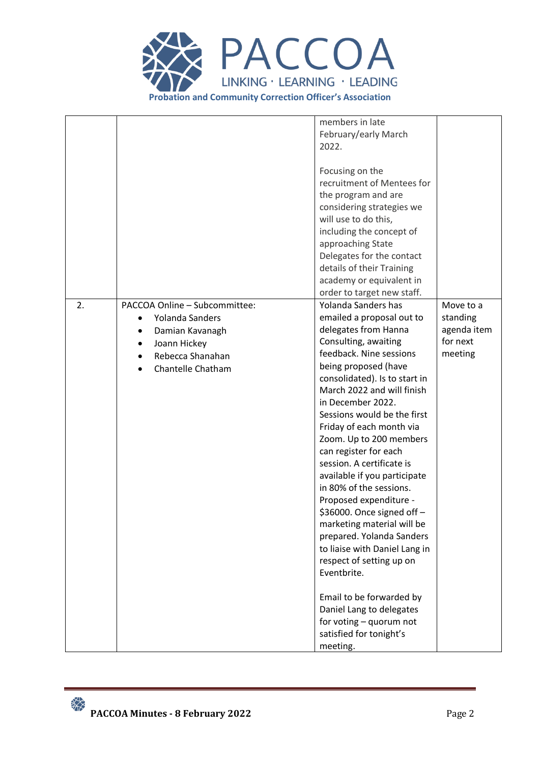| | | | |
|---|---|---|---|
| | | members in late February/early March 2022.<br><br>Focusing on the recruitment of Mentees for the program and are considering strategies we will use to do this, including the concept of approaching State Delegates for the contact details of their Training academy or equivalent in order to target new staff. | |
| 2. | PACCOA Online – Subcommittee:<br>• Yolanda Sanders<br>• Damian Kavanagh<br>• Joann Hickey<br>• Rebecca Shanahan<br>• Chantelle Chatham | Yolanda Sanders has emailed a proposal out to delegates from Hanna Consulting, awaiting feedback. Nine sessions being proposed (have consolidated). Is to start in March 2022 and will finish in December 2022. Sessions would be the first Friday of each month via Zoom. Up to 200 members can register for each session. A certificate is available if you participate in 80% of the sessions. Proposed expenditure - $36000. Once signed off – marketing material will be prepared. Yolanda Sanders to liaise with Daniel Lang in respect of setting up on Eventbrite.<br><br>Email to be forwarded by Daniel Lang to delegates for voting – quorum not satisfied for tonight's meeting. | Move to a standing agenda item for next meeting |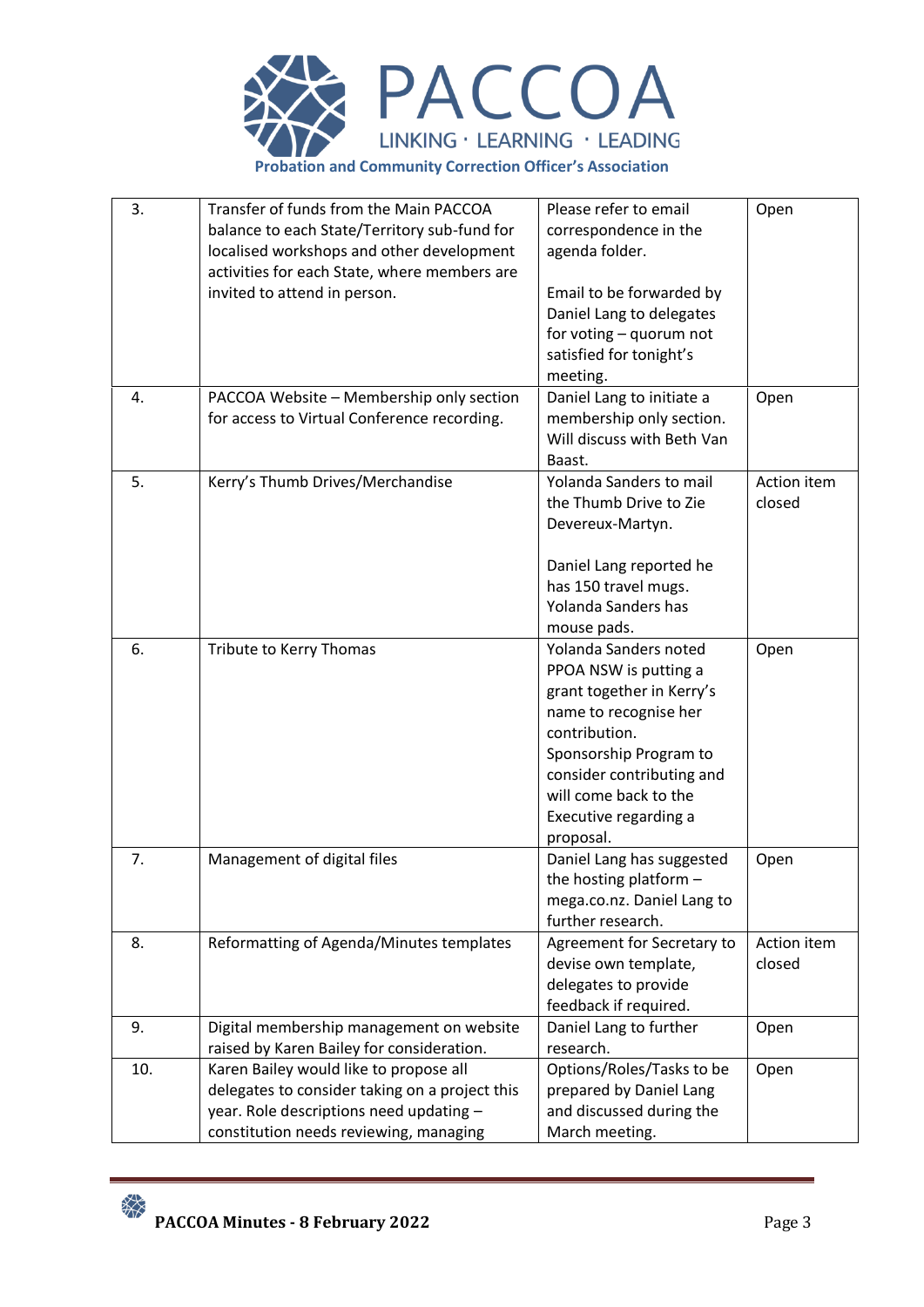| 3. | Transfer of funds from the Main PACCOA balance to each State/Territory sub-fund for localised workshops and other development activities for each State, where members are invited to attend in person. | Please refer to email correspondence in the agenda folder.<br><br>Email to be forwarded by Daniel Lang to delegates for voting – quorum not satisfied for tonight's meeting. | Open |
|---|---|---|---|
| 4. | PACCOA Website – Membership only section for access to Virtual Conference recording. | Daniel Lang to initiate a membership only section. Will discuss with Beth Van Baast. | Open |
| 5. | Kerry's Thumb Drives/Merchandise | Yolanda Sanders to mail the Thumb Drive to Zie Devereux-Martyn.<br><br>Daniel Lang reported he has 150 travel mugs. Yolanda Sanders has mouse pads. | Action item closed |
| 6. | Tribute to Kerry Thomas | Yolanda Sanders noted PPOA NSW is putting a grant together in Kerry's name to recognise her contribution. Sponsorship Program to consider contributing and will come back to the Executive regarding a proposal. | Open |
| 7. | Management of digital files | Daniel Lang has suggested the hosting platform – mega.co.nz. Daniel Lang to further research. | Open |
| 8. | Reformatting of Agenda/Minutes templates | Agreement for Secretary to devise own template, delegates to provide feedback if required. | Action item closed |
| 9. | Digital membership management on website raised by Karen Bailey for consideration. | Daniel Lang to further research. | Open |
| 10. | Karen Bailey would like to propose all delegates to consider taking on a project this year. Role descriptions need updating – constitution needs reviewing, managing | Options/Roles/Tasks to be prepared by Daniel Lang and discussed during the March meeting. | Open |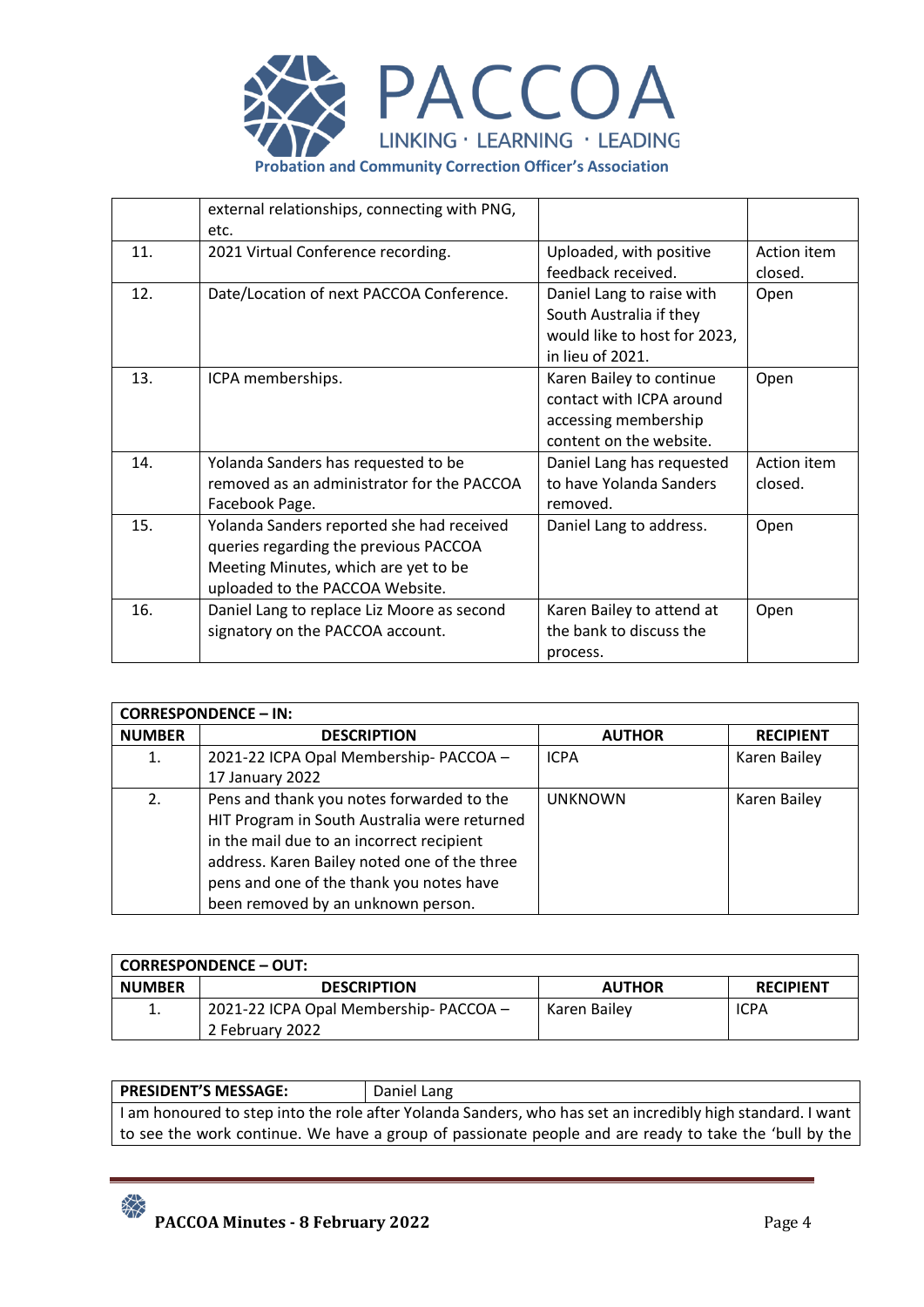|  |  |  |  |
|---|---|---|---|
|  | external relationships, connecting with PNG, etc. |  |  |
| 11. | 2021 Virtual Conference recording. | Uploaded, with positive feedback received. | Action item closed. |
| 12. | Date/Location of next PACCOA Conference. | Daniel Lang to raise with South Australia if they would like to host for 2023, in lieu of 2021. | Open |
| 13. | ICPA memberships. | Karen Bailey to continue contact with ICPA around accessing membership content on the website. | Open |
| 14. | Yolanda Sanders has requested to be removed as an administrator for the PACCOA Facebook Page. | Daniel Lang has requested to have Yolanda Sanders removed. | Action item closed. |
| 15. | Yolanda Sanders reported she had received queries regarding the previous PACCOA Meeting Minutes, which are yet to be uploaded to the PACCOA Website. | Daniel Lang to address. | Open |
| 16. | Daniel Lang to replace Liz Moore as second signatory on the PACCOA account. | Karen Bailey to attend at the bank to discuss the process. | Open |

| **CORRESPONDENCE – IN:** |  |  |  |
|---|---|---|---|
| **NUMBER** | **DESCRIPTION** | **AUTHOR** | **RECIPIENT** |
| 1. | 2021-22 ICPA Opal Membership- PACCOA – 17 January 2022 | ICPA | Karen Bailey |
| 2. | Pens and thank you notes forwarded to the HIT Program in South Australia were returned in the mail due to an incorrect recipient address. Karen Bailey noted one of the three pens and one of the thank you notes have been removed by an unknown person. | UNKNOWN | Karen Bailey |

| **CORRESPONDENCE – OUT:** |  |  |  |
|---|---|---|---|
| **NUMBER** | **DESCRIPTION** | **AUTHOR** | **RECIPIENT** |
| 1. | 2021-22 ICPA Opal Membership- PACCOA – 2 February 2022 | Karen Bailey | ICPA |

| **PRESIDENT'S MESSAGE:** | Daniel Lang |
|---|---|

I am honoured to step into the role after Yolanda Sanders, who has set an incredibly high standard. I want to see the work continue. We have a group of passionate people and are ready to take the 'bull by the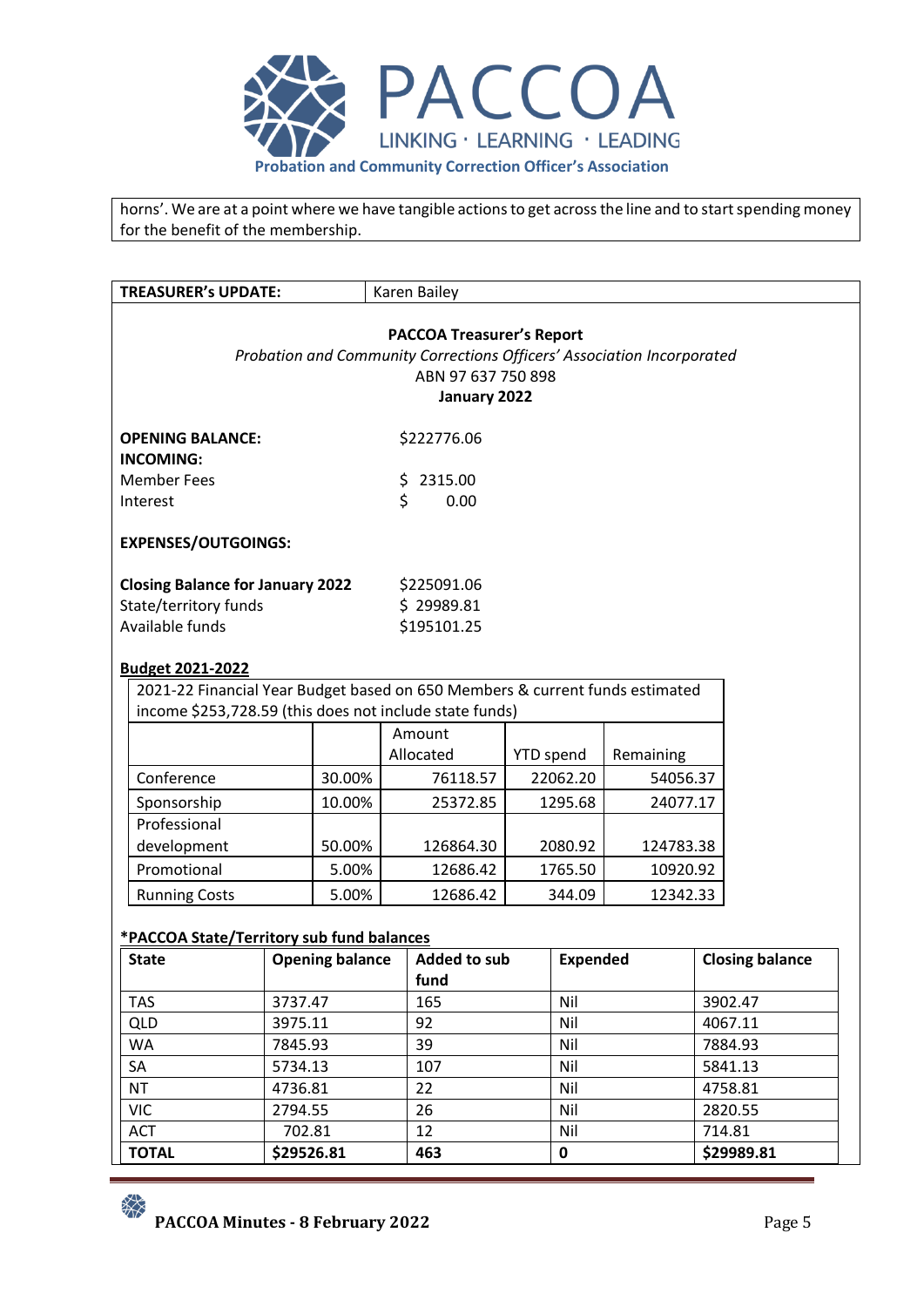horns'. We are at a point where we have tangible actions to get across the line and to start spending money for the benefit of the membership.

| TREASURER's UPDATE: | Karen Bailey |
|---|---|

**PACCOA Treasurer's Report**

*Probation and Community Corrections Officers' Association Incorporated*

ABN 97 637 750 898

**January 2022**

| | |
|---|---|
| **OPENING BALANCE:** | $222776.06 |
| **INCOMING:** | |
| Member Fees | $ 2315.00 |
| Interest | $ 0.00 |
| | |
| **EXPENSES/OUTGOINGS:** | |
| | |
| **Closing Balance for January 2022** | $225091.06 |
| State/territory funds | $ 29989.81 |
| Available funds | $195101.25 |

**Budget 2021-2022**

2021-22 Financial Year Budget based on 650 Members & current funds estimated income $253,728.59 (this does not include state funds)

| | | Amount Allocated | YTD spend | Remaining |
|---|---|---|---|---|
| Conference | 30.00% | 76118.57 | 22062.20 | 54056.37 |
| Sponsorship | 10.00% | 25372.85 | 1295.68 | 24077.17 |
| Professional development | 50.00% | 126864.30 | 2080.92 | 124783.38 |
| Promotional | 5.00% | 12686.42 | 1765.50 | 10920.92 |
| Running Costs | 5.00% | 12686.42 | 344.09 | 12342.33 |

**\*PACCOA State/Territory sub fund balances**

| State | Opening balance | Added to sub fund | Expended | Closing balance |
|---|---|---|---|---|
| TAS | 3737.47 | 165 | Nil | 3902.47 |
| QLD | 3975.11 | 92 | Nil | 4067.11 |
| WA | 7845.93 | 39 | Nil | 7884.93 |
| SA | 5734.13 | 107 | Nil | 5841.13 |
| NT | 4736.81 | 22 | Nil | 4758.81 |
| VIC | 2794.55 | 26 | Nil | 2820.55 |
| ACT | 702.81 | 12 | Nil | 714.81 |
| **TOTAL** | **$29526.81** | **463** | **0** | **$29989.81** |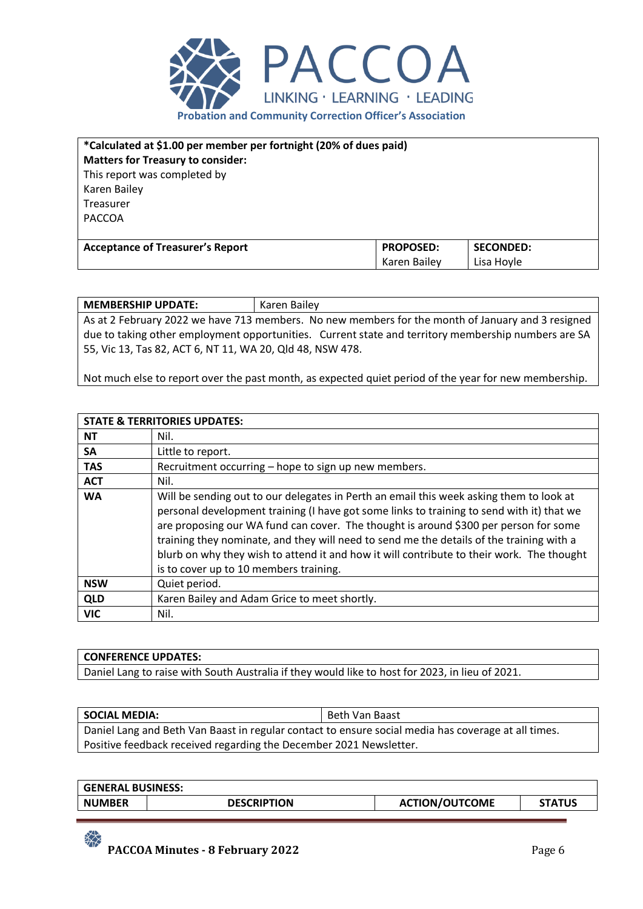PACCOA

LINKING · LEARNING · LEADING

**Probation and Community Correction Officer's Association**

| **\*Calculated at $1.00 per member per fortnight (20% of dues paid)**<br>**Matters for Treasury to consider:**<br>This report was completed by<br>Karen Bailey<br>Treasurer<br>PACCOA | | |
|---|---|---|
| **Acceptance of Treasurer's Report** | **PROPOSED:** Karen Bailey | **SECONDED:** Lisa Hoyle |

| **MEMBERSHIP UPDATE:** | Karen Bailey |
|---|---|
| As at 2 February 2022 we have 713 members. No new members for the month of January and 3 resigned due to taking other employment opportunities. Current state and territory membership numbers are SA 55, Vic 13, Tas 82, ACT 6, NT 11, WA 20, Qld 48, NSW 478.<br><br>Not much else to report over the past month, as expected quiet period of the year for new membership. | |

| **STATE & TERRITORIES UPDATES:** | |
|---|---|
| **NT** | Nil. |
| **SA** | Little to report. |
| **TAS** | Recruitment occurring – hope to sign up new members. |
| **ACT** | Nil. |
| **WA** | Will be sending out to our delegates in Perth an email this week asking them to look at personal development training (I have got some links to training to send with it) that we are proposing our WA fund can cover. The thought is around $300 per person for some training they nominate, and they will need to send me the details of the training with a blurb on why they wish to attend it and how it will contribute to their work. The thought is to cover up to 10 members training. |
| **NSW** | Quiet period. |
| **QLD** | Karen Bailey and Adam Grice to meet shortly. |
| **VIC** | Nil. |

| **CONFERENCE UPDATES:** |
|---|
| Daniel Lang to raise with South Australia if they would like to host for 2023, in lieu of 2021. |

| **SOCIAL MEDIA:** | Beth Van Baast |
|---|---|
| Daniel Lang and Beth Van Baast in regular contact to ensure social media has coverage at all times. Positive feedback received regarding the December 2021 Newsletter. | |

| **GENERAL BUSINESS:** | | | |
|---|---|---|---|
| **NUMBER** | **DESCRIPTION** | **ACTION/OUTCOME** | **STATUS** |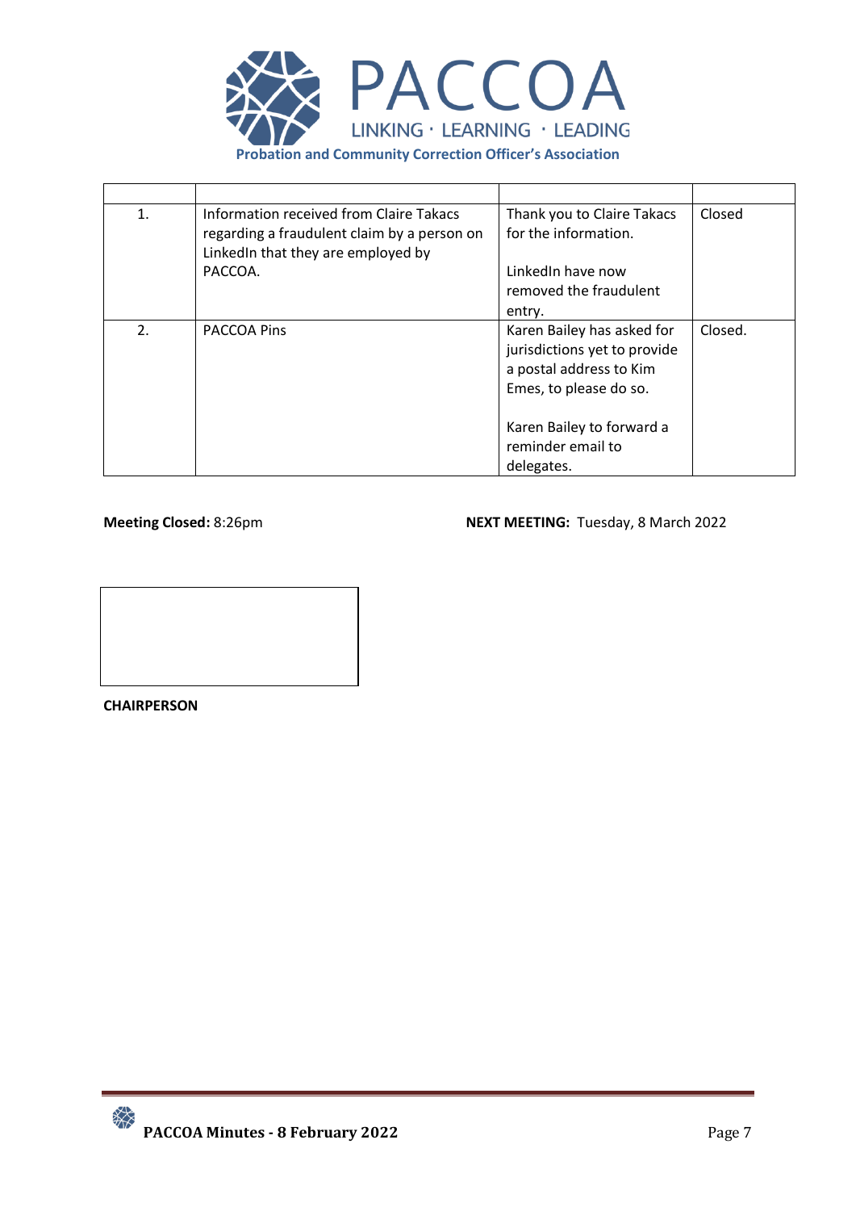# PACCOA

LINKING · LEARNING · LEADING

**Probation and Community Correction Officer's Association**

| | | | |
|---|---|---|---|
| 1. | Information received from Claire Takacs regarding a fraudulent claim by a person on LinkedIn that they are employed by PACCOA. | Thank you to Claire Takacs for the information.<br><br>LinkedIn have now removed the fraudulent entry. | Closed |
| 2. | PACCOA Pins | Karen Bailey has asked for jurisdictions yet to provide a postal address to Kim Emes, to please do so.<br><br>Karen Bailey to forward a reminder email to delegates. | Closed. |

**Meeting Closed:** 8:26pm

**NEXT MEETING:** Tuesday, 8 March 2022

**CHAIRPERSON**